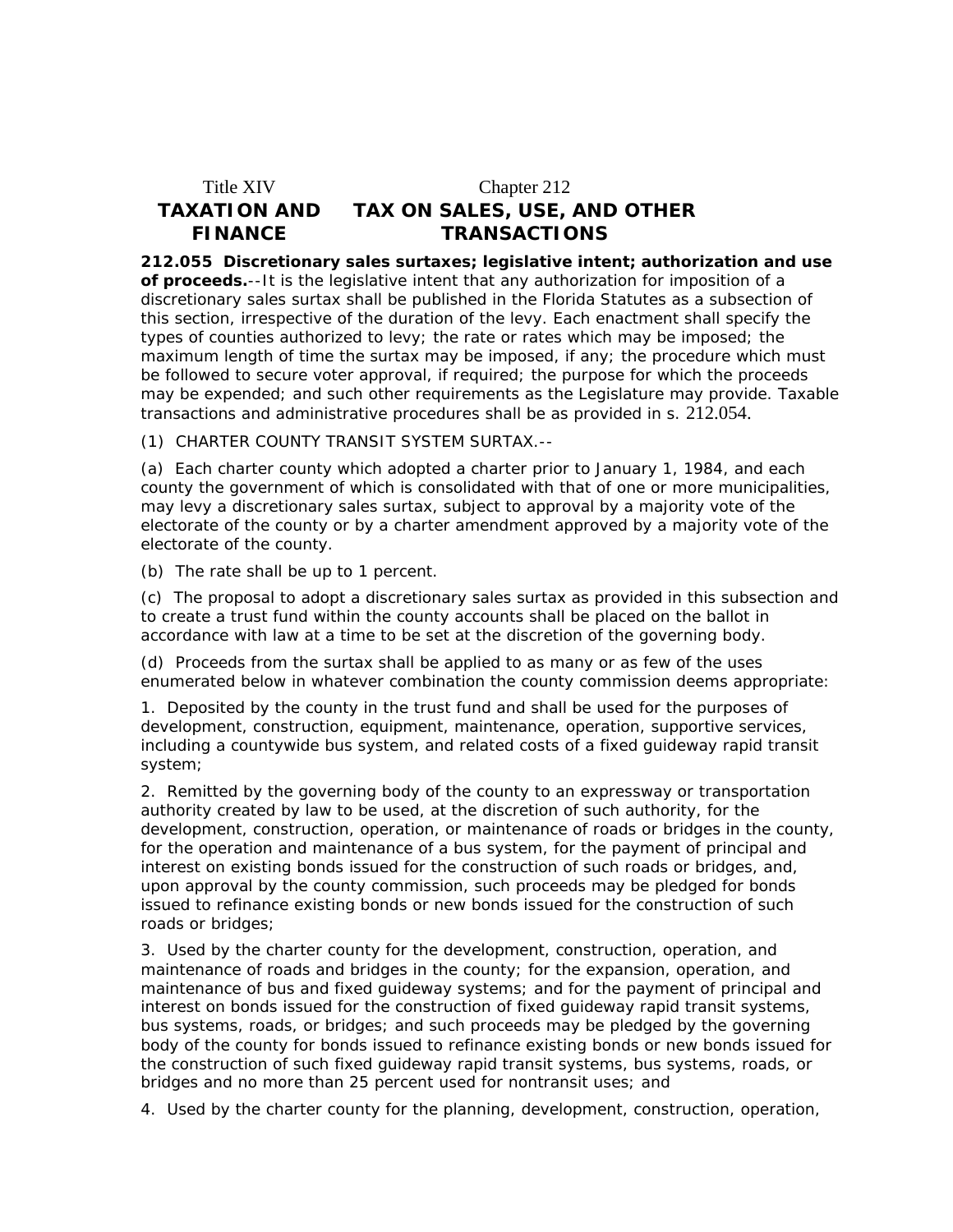Title XIV
**TAXATION AND FINANCE**

Chapter 212
**TAX ON SALES, USE, AND OTHER TRANSACTIONS**

**212.055 Discretionary sales surtaxes; legislative intent; authorization and use of proceeds.**--It is the legislative intent that any authorization for imposition of a discretionary sales surtax shall be published in the Florida Statutes as a subsection of this section, irrespective of the duration of the levy. Each enactment shall specify the types of counties authorized to levy; the rate or rates which may be imposed; the maximum length of time the surtax may be imposed, if any; the procedure which must be followed to secure voter approval, if required; the purpose for which the proceeds may be expended; and such other requirements as the Legislature may provide. Taxable transactions and administrative procedures shall be as provided in s. 212.054.

(1) CHARTER COUNTY TRANSIT SYSTEM SURTAX.--

(a) Each charter county which adopted a charter prior to January 1, 1984, and each county the government of which is consolidated with that of one or more municipalities, may levy a discretionary sales surtax, subject to approval by a majority vote of the electorate of the county or by a charter amendment approved by a majority vote of the electorate of the county.

(b) The rate shall be up to 1 percent.

(c) The proposal to adopt a discretionary sales surtax as provided in this subsection and to create a trust fund within the county accounts shall be placed on the ballot in accordance with law at a time to be set at the discretion of the governing body.

(d) Proceeds from the surtax shall be applied to as many or as few of the uses enumerated below in whatever combination the county commission deems appropriate:

1. Deposited by the county in the trust fund and shall be used for the purposes of development, construction, equipment, maintenance, operation, supportive services, including a countywide bus system, and related costs of a fixed guideway rapid transit system;

2. Remitted by the governing body of the county to an expressway or transportation authority created by law to be used, at the discretion of such authority, for the development, construction, operation, or maintenance of roads or bridges in the county, for the operation and maintenance of a bus system, for the payment of principal and interest on existing bonds issued for the construction of such roads or bridges, and, upon approval by the county commission, such proceeds may be pledged for bonds issued to refinance existing bonds or new bonds issued for the construction of such roads or bridges;

3. Used by the charter county for the development, construction, operation, and maintenance of roads and bridges in the county; for the expansion, operation, and maintenance of bus and fixed guideway systems; and for the payment of principal and interest on bonds issued for the construction of fixed guideway rapid transit systems, bus systems, roads, or bridges; and such proceeds may be pledged by the governing body of the county for bonds issued to refinance existing bonds or new bonds issued for the construction of such fixed guideway rapid transit systems, bus systems, roads, or bridges and no more than 25 percent used for nontransit uses; and

4. Used by the charter county for the planning, development, construction, operation,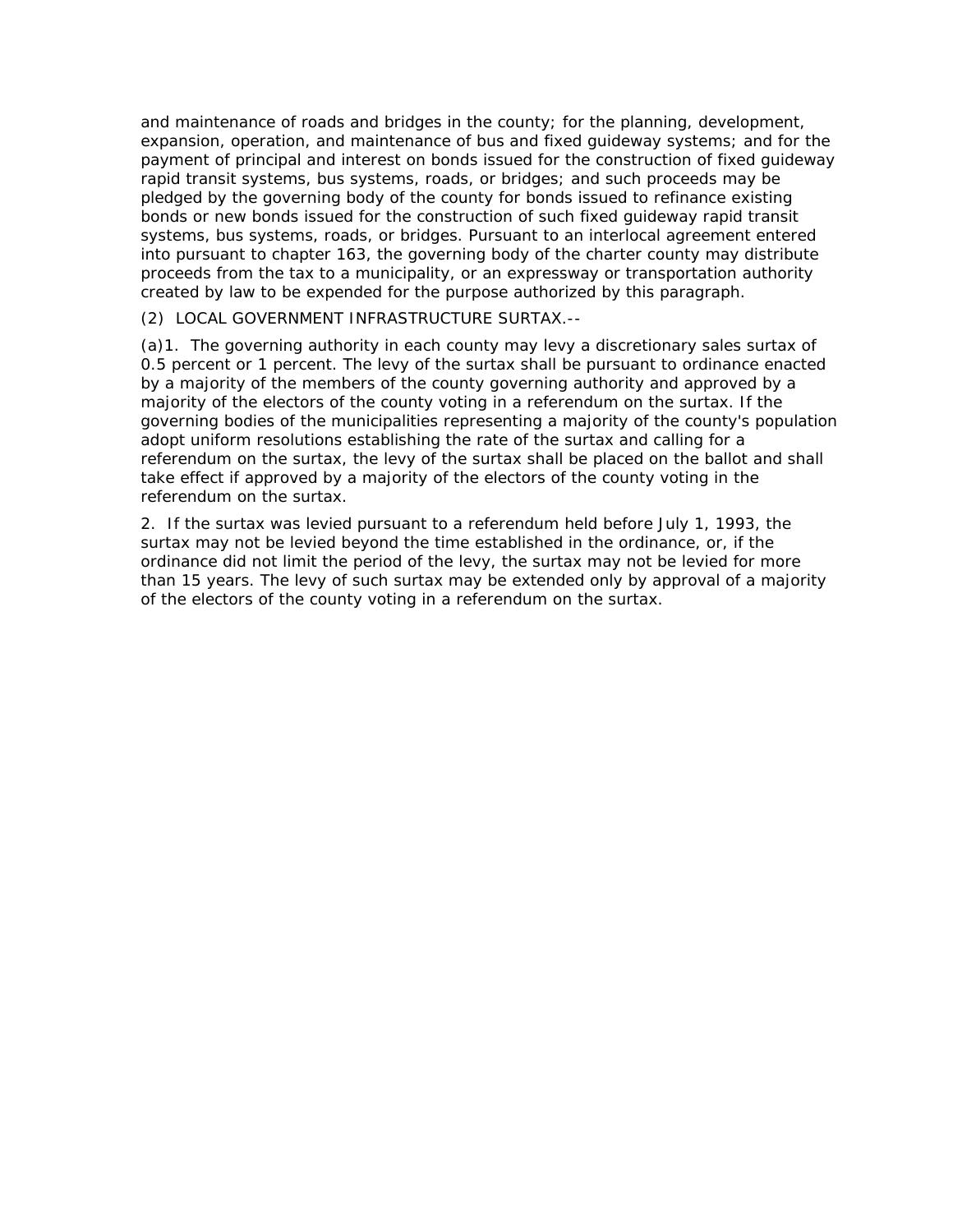and maintenance of roads and bridges in the county; for the planning, development, expansion, operation, and maintenance of bus and fixed guideway systems; and for the payment of principal and interest on bonds issued for the construction of fixed guideway rapid transit systems, bus systems, roads, or bridges; and such proceeds may be pledged by the governing body of the county for bonds issued to refinance existing bonds or new bonds issued for the construction of such fixed guideway rapid transit systems, bus systems, roads, or bridges. Pursuant to an interlocal agreement entered into pursuant to chapter 163, the governing body of the charter county may distribute proceeds from the tax to a municipality, or an expressway or transportation authority created by law to be expended for the purpose authorized by this paragraph.

(2) LOCAL GOVERNMENT INFRASTRUCTURE SURTAX.--

(a)1. The governing authority in each county may levy a discretionary sales surtax of 0.5 percent or 1 percent. The levy of the surtax shall be pursuant to ordinance enacted by a majority of the members of the county governing authority and approved by a majority of the electors of the county voting in a referendum on the surtax. If the governing bodies of the municipalities representing a majority of the county's population adopt uniform resolutions establishing the rate of the surtax and calling for a referendum on the surtax, the levy of the surtax shall be placed on the ballot and shall take effect if approved by a majority of the electors of the county voting in the referendum on the surtax.

2. If the surtax was levied pursuant to a referendum held before July 1, 1993, the surtax may not be levied beyond the time established in the ordinance, or, if the ordinance did not limit the period of the levy, the surtax may not be levied for more than 15 years. The levy of such surtax may be extended only by approval of a majority of the electors of the county voting in a referendum on the surtax.